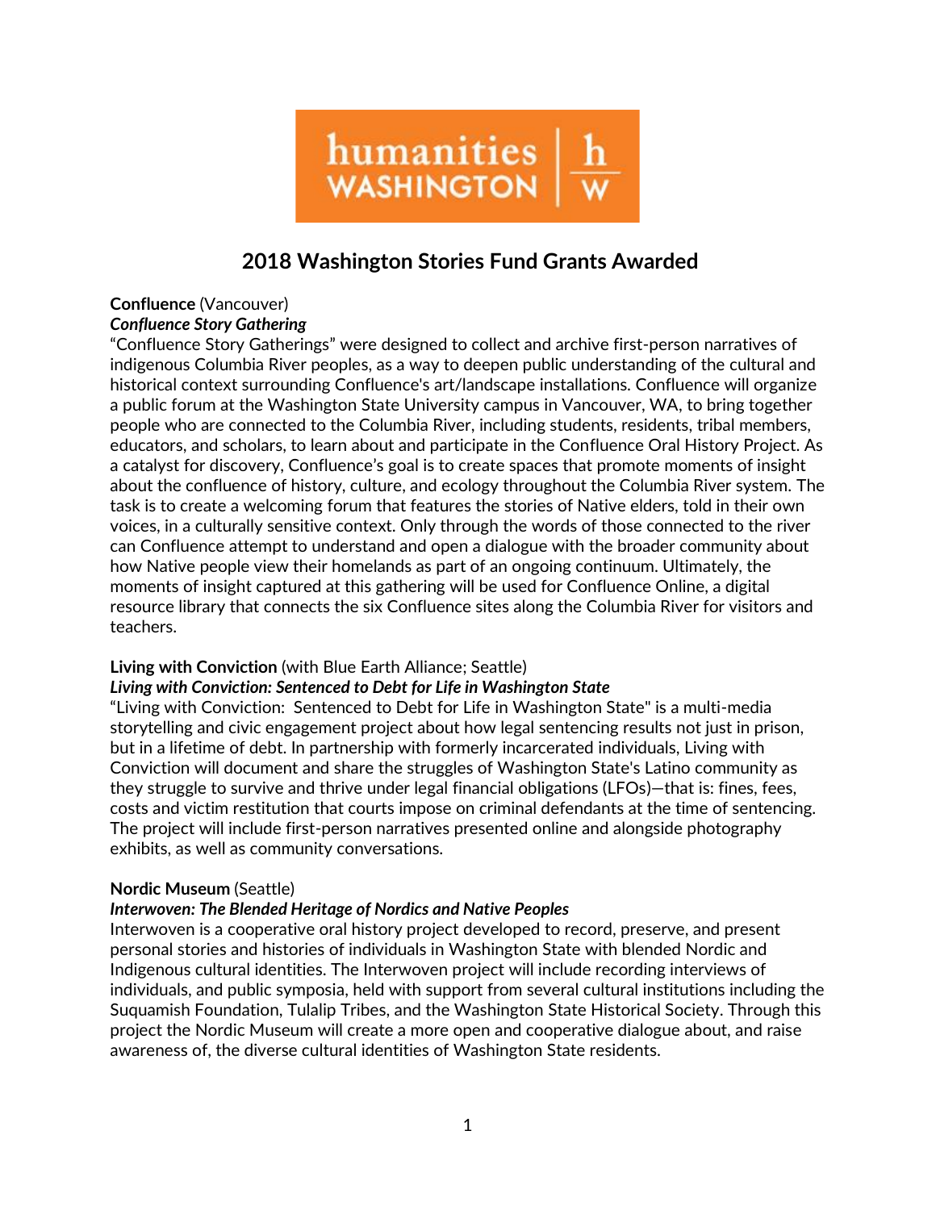humanities WASHINGTON | h w

# 2018 Washington Stories Fund Grants Awarded

**Confluence** (Vancouver)
***Confluence Story Gathering***
"Confluence Story Gatherings" were designed to collect and archive first-person narratives of indigenous Columbia River peoples, as a way to deepen public understanding of the cultural and historical context surrounding Confluence's art/landscape installations. Confluence will organize a public forum at the Washington State University campus in Vancouver, WA, to bring together people who are connected to the Columbia River, including students, residents, tribal members, educators, and scholars, to learn about and participate in the Confluence Oral History Project. As a catalyst for discovery, Confluence's goal is to create spaces that promote moments of insight about the confluence of history, culture, and ecology throughout the Columbia River system. The task is to create a welcoming forum that features the stories of Native elders, told in their own voices, in a culturally sensitive context. Only through the words of those connected to the river can Confluence attempt to understand and open a dialogue with the broader community about how Native people view their homelands as part of an ongoing continuum. Ultimately, the moments of insight captured at this gathering will be used for Confluence Online, a digital resource library that connects the six Confluence sites along the Columbia River for visitors and teachers.

**Living with Conviction** (with Blue Earth Alliance; Seattle)
***Living with Conviction: Sentenced to Debt for Life in Washington State***
"Living with Conviction: Sentenced to Debt for Life in Washington State" is a multi-media storytelling and civic engagement project about how legal sentencing results not just in prison, but in a lifetime of debt. In partnership with formerly incarcerated individuals, Living with Conviction will document and share the struggles of Washington State's Latino community as they struggle to survive and thrive under legal financial obligations (LFOs)—that is: fines, fees, costs and victim restitution that courts impose on criminal defendants at the time of sentencing. The project will include first-person narratives presented online and alongside photography exhibits, as well as community conversations.

**Nordic Museum** (Seattle)
***Interwoven: The Blended Heritage of Nordics and Native Peoples***
Interwoven is a cooperative oral history project developed to record, preserve, and present personal stories and histories of individuals in Washington State with blended Nordic and Indigenous cultural identities. The Interwoven project will include recording interviews of individuals, and public symposia, held with support from several cultural institutions including the Suquamish Foundation, Tulalip Tribes, and the Washington State Historical Society. Through this project the Nordic Museum will create a more open and cooperative dialogue about, and raise awareness of, the diverse cultural identities of Washington State residents.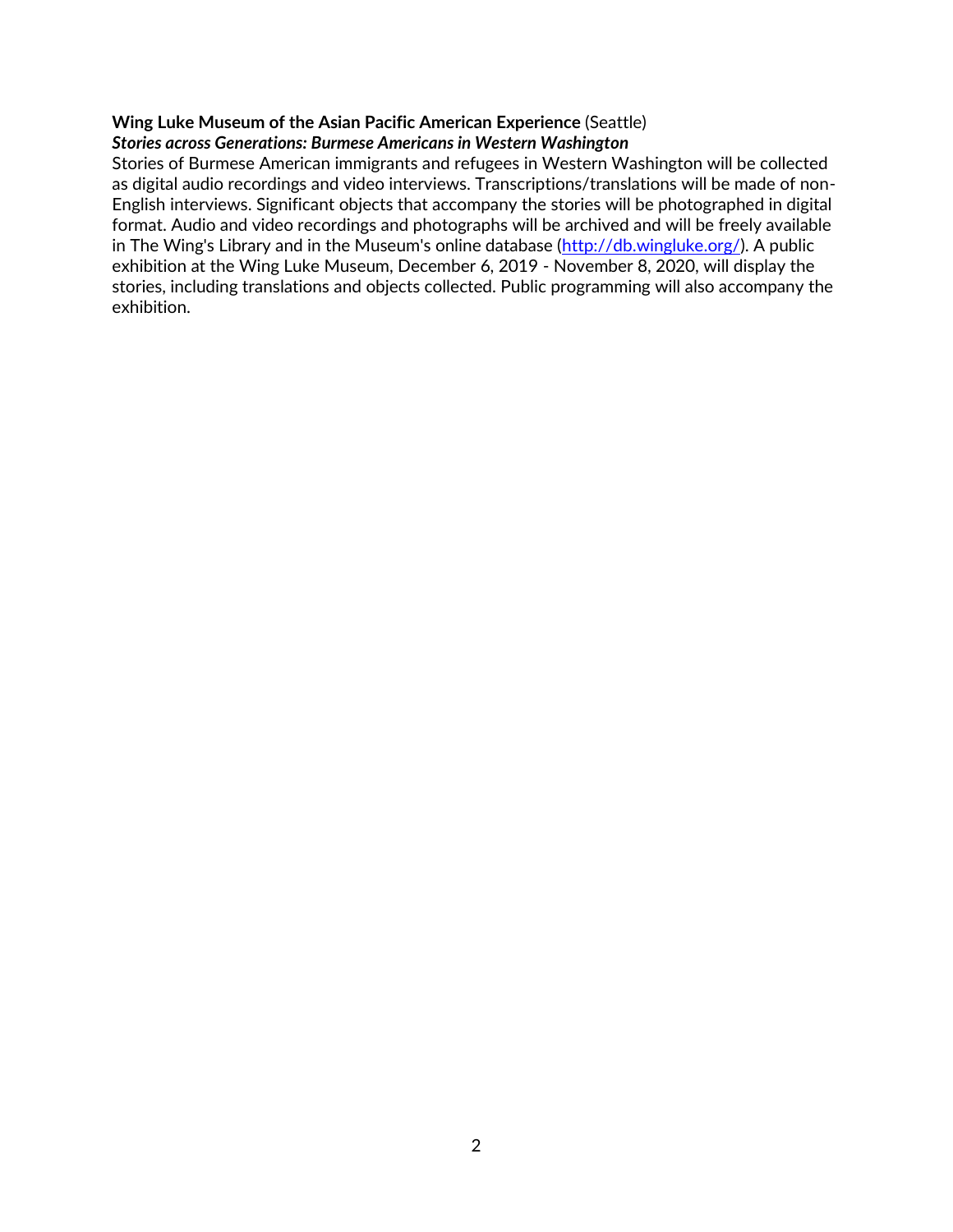**Wing Luke Museum of the Asian Pacific American Experience** (Seattle)
***Stories across Generations: Burmese Americans in Western Washington***
Stories of Burmese American immigrants and refugees in Western Washington will be collected as digital audio recordings and video interviews. Transcriptions/translations will be made of non-English interviews. Significant objects that accompany the stories will be photographed in digital format. Audio and video recordings and photographs will be archived and will be freely available in The Wing's Library and in the Museum's online database ([http://db.wingluke.org/](http://db.wingluke.org/)). A public exhibition at the Wing Luke Museum, December 6, 2019 - November 8, 2020, will display the stories, including translations and objects collected. Public programming will also accompany the exhibition.